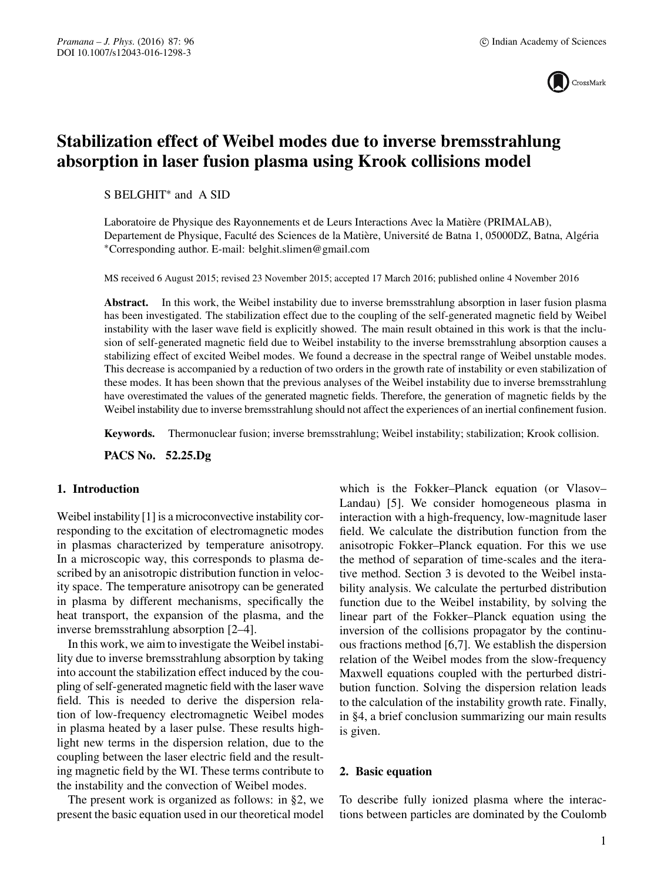# Stabilization effect of Weibel modes due to inverse bremsstrahlung absorption in laser fusion plasma using Krook collisions model

S BELGHIT* and A SID

Laboratoire de Physique des Rayonnements et de Leurs Interactions Avec la Matière (PRIMALAB), Departement de Physique, Faculté des Sciences de la Matière, Université de Batna 1, 05000DZ, Batna, Algéria
*Corresponding author. E-mail: belghit.slimen@gmail.com

MS received 6 August 2015; revised 23 November 2015; accepted 17 March 2016; published online 4 November 2016

**Abstract.** In this work, the Weibel instability due to inverse bremsstrahlung absorption in laser fusion plasma has been investigated. The stabilization effect due to the coupling of the self-generated magnetic field by Weibel instability with the laser wave field is explicitly showed. The main result obtained in this work is that the inclusion of self-generated magnetic field due to Weibel instability to the inverse bremsstrahlung absorption causes a stabilizing effect of excited Weibel modes. We found a decrease in the spectral range of Weibel unstable modes. This decrease is accompanied by a reduction of two orders in the growth rate of instability or even stabilization of these modes. It has been shown that the previous analyses of the Weibel instability due to inverse bremsstrahlung have overestimated the values of the generated magnetic fields. Therefore, the generation of magnetic fields by the Weibel instability due to inverse bremsstrahlung should not affect the experiences of an inertial confinement fusion.

**Keywords.** Thermonuclear fusion; inverse bremsstrahlung; Weibel instability; stabilization; Krook collision.

**PACS No. 52.25.Dg**

## 1. Introduction

Weibel instability [1] is a microconvective instability corresponding to the excitation of electromagnetic modes in plasmas characterized by temperature anisotropy. In a microscopic way, this corresponds to plasma described by an anisotropic distribution function in velocity space. The temperature anisotropy can be generated in plasma by different mechanisms, specifically the heat transport, the expansion of the plasma, and the inverse bremsstrahlung absorption [2–4].

In this work, we aim to investigate the Weibel instability due to inverse bremsstrahlung absorption by taking into account the stabilization effect induced by the coupling of self-generated magnetic field with the laser wave field. This is needed to derive the dispersion relation of low-frequency electromagnetic Weibel modes in plasma heated by a laser pulse. These results highlight new terms in the dispersion relation, due to the coupling between the laser electric field and the resulting magnetic field by the WI. These terms contribute to the instability and the convection of Weibel modes.

The present work is organized as follows: in §2, we present the basic equation used in our theoretical model which is the Fokker–Planck equation (or Vlasov–Landau) [5]. We consider homogeneous plasma in interaction with a high-frequency, low-magnitude laser field. We calculate the distribution function from the anisotropic Fokker–Planck equation. For this we use the method of separation of time-scales and the iterative method. Section 3 is devoted to the Weibel instability analysis. We calculate the perturbed distribution function due to the Weibel instability, by solving the linear part of the Fokker–Planck equation using the inversion of the collisions propagator by the continuous fractions method [6,7]. We establish the dispersion relation of the Weibel modes from the slow-frequency Maxwell equations coupled with the perturbed distribution function. Solving the dispersion relation leads to the calculation of the instability growth rate. Finally, in §4, a brief conclusion summarizing our main results is given.

## 2. Basic equation

To describe fully ionized plasma where the interactions between particles are dominated by the Coulomb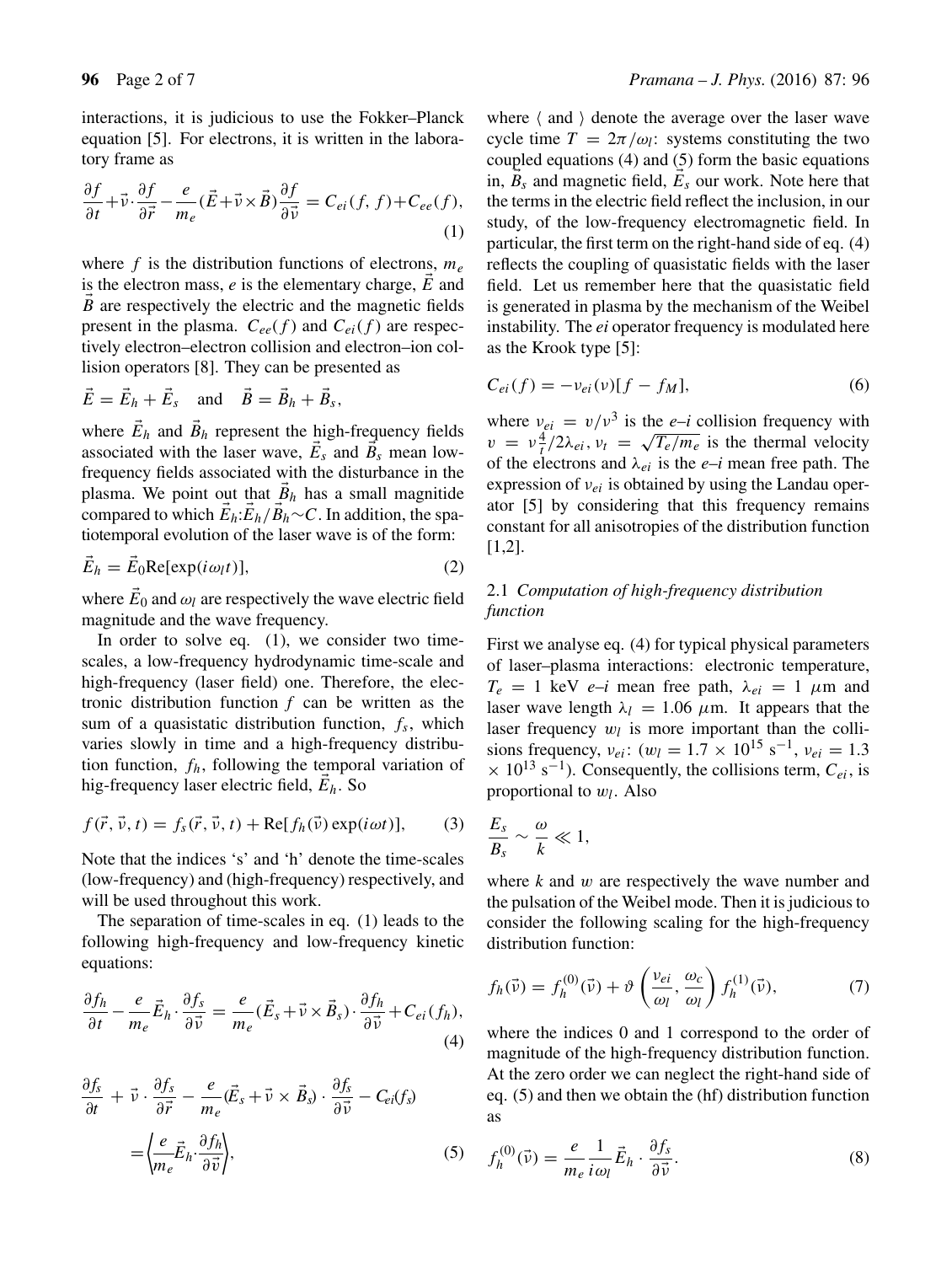interactions, it is judicious to use the Fokker–Planck equation [5]. For electrons, it is written in the laboratory frame as

$$\frac{\partial f}{\partial t}+\vec{v}\cdot\frac{\partial f}{\partial \vec{r}}-\frac{e}{m_e}(\vec{E}+\vec{v}\times\vec{B})\frac{\partial f}{\partial \vec{v}} = C_{ei}(f,f)+C_{ee}(f), \tag{1}$$

where $f$ is the distribution functions of electrons, $m_e$ is the electron mass, $e$ is the elementary charge, $\vec{E}$ and $\vec{B}$ are respectively the electric and the magnetic fields present in the plasma. $C_{ee}(f)$ and $C_{ei}(f)$ are respectively electron–electron collision and electron–ion collision operators [8]. They can be presented as

$$\vec{E} = \vec{E}_h + \vec{E}_s \quad \text{and} \quad \vec{B} = \vec{B}_h + \vec{B}_s,$$

where $\vec{E}_h$ and $\vec{B}_h$ represent the high-frequency fields associated with the laser wave, $\vec{E}_s$ and $\vec{B}_s$ mean low-frequency fields associated with the disturbance in the plasma. We point out that $\vec{B}_h$ has a small magnitide compared to which $\vec{E}_h$:$\vec{E}_h/\vec{B}_h \sim C$. In addition, the spatiotemporal evolution of the laser wave is of the form:

$$\vec{E}_h = \vec{E}_0 \mathrm{Re}[\exp(i\omega_l t)], \tag{2}$$

where $\vec{E}_0$ and $\omega_l$ are respectively the wave electric field magnitude and the wave frequency.

In order to solve eq. (1), we consider two time-scales, a low-frequency hydrodynamic time-scale and high-frequency (laser field) one. Therefore, the electronic distribution function $f$ can be written as the sum of a quasistatic distribution function, $f_s$, which varies slowly in time and a high-frequency distribution function, $f_h$, following the temporal variation of hig-frequency laser electric field, $\vec{E}_h$. So

$$f(\vec{r},\vec{v},t) = f_s(\vec{r},\vec{v},t) + \mathrm{Re}[f_h(\vec{v})\exp(i\omega t)], \tag{3}$$

Note that the indices 's' and 'h' denote the time-scales (low-frequency) and (high-frequency) respectively, and will be used throughout this work.

The separation of time-scales in eq. (1) leads to the following high-frequency and low-frequency kinetic equations:

$$\frac{\partial f_h}{\partial t}-\frac{e}{m_e}\vec{E}_h\cdot\frac{\partial f_s}{\partial \vec{v}} = \frac{e}{m_e}(\vec{E}_s+\vec{v}\times\vec{B}_s)\cdot\frac{\partial f_h}{\partial \vec{v}}+C_{ei}(f_h), \tag{4}$$

$$\frac{\partial f_s}{\partial t}+\vec{v}\cdot\frac{\partial f_s}{\partial \vec{r}}-\frac{e}{m_e}(\vec{E}_s+\vec{v}\times\vec{B}_s)\cdot\frac{\partial f_s}{\partial \vec{v}}-C_{ei}(f_s) = \left\langle \frac{e}{m_e}\vec{E}_h\cdot\frac{\partial f_h}{\partial \vec{v}}\right\rangle, \tag{5}$$

where $\langle$ and $\rangle$ denote the average over the laser wave cycle time $T = 2\pi/\omega_l$: systems constituting the two coupled equations (4) and (5) form the basic equations in, $\vec{B}_s$ and magnetic field, $\vec{E}_s$ our work. Note here that the terms in the electric field reflect the inclusion, in our study, of the low-frequency electromagnetic field. In particular, the first term on the right-hand side of eq. (4) reflects the coupling of quasistatic fields with the laser field. Let us remember here that the quasistatic field is generated in plasma by the mechanism of the Weibel instability. The *ei* operator frequency is modulated here as the Krook type [5]:

$$C_{ei}(f) = -\nu_{ei}(\nu)[f - f_M], \tag{6}$$

where $\nu_{ei} = \upsilon/\upsilon^3$ is the *e–i* collision frequency with $\upsilon = \nu_t^4/2\lambda_{ei}$, $\nu_t = \sqrt{T_e/m_e}$ is the thermal velocity of the electrons and $\lambda_{ei}$ is the *e–i* mean free path. The expression of $\nu_{ei}$ is obtained by using the Landau operator [5] by considering that this frequency remains constant for all anisotropies of the distribution function [1,2].

### 2.1 *Computation of high-frequency distribution function*

First we analyse eq. (4) for typical physical parameters of laser–plasma interactions: electronic temperature, $T_e = 1$ keV *e–i* mean free path, $\lambda_{ei} = 1$ $\mu$m and laser wave length $\lambda_l = 1.06$ $\mu$m. It appears that the laser frequency $w_l$ is more important than the collisions frequency, $\nu_{ei}$: ($w_l = 1.7 \times 10^{15}$ s$^{-1}$, $\nu_{ei} = 1.3 \times 10^{13}$ s$^{-1}$). Consequently, the collisions term, $C_{ei}$, is proportional to $w_l$. Also

$$\frac{E_s}{B_s} \sim \frac{\omega}{k} \ll 1,$$

where $k$ and $w$ are respectively the wave number and the pulsation of the Weibel mode. Then it is judicious to consider the following scaling for the high-frequency distribution function:

$$f_h(\vec{v}) = f_h^{(0)}(\vec{v}) + \vartheta\left(\frac{\nu_{ei}}{\omega_l}, \frac{\omega_c}{\omega_l}\right) f_h^{(1)}(\vec{v}), \tag{7}$$

where the indices 0 and 1 correspond to the order of magnitude of the high-frequency distribution function. At the zero order we can neglect the right-hand side of eq. (5) and then we obtain the (hf) distribution function as

$$f_h^{(0)}(\vec{v}) = \frac{e}{m_e}\frac{1}{i\omega_l}\vec{E}_h\cdot\frac{\partial f_s}{\partial \vec{v}}. \tag{8}$$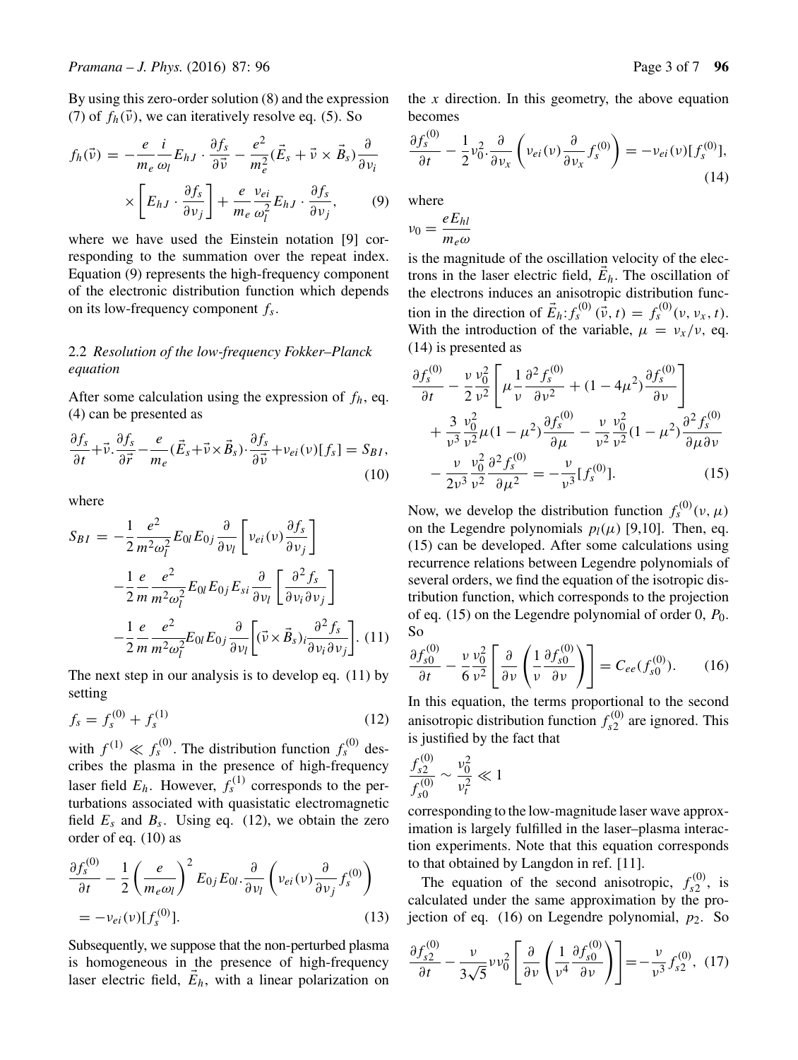By using this zero-order solution (8) and the expression (7) of $f_h(\vec{v})$, we can iteratively resolve eq. (5). So

$$f_h(\vec{v}) = -\frac{e}{m_e}\frac{i}{\omega_l}E_{hJ}\cdot\frac{\partial f_s}{\partial \vec{v}} - \frac{e^2}{m_e^2}(\vec{E}_s + \vec{v}\times\vec{B}_s)\frac{\partial}{\partial v_i} \times\left[E_{hJ}\cdot\frac{\partial f_s}{\partial v_j}\right] + \frac{e}{m_e}\frac{v_{ei}}{\omega_l^2}E_{hJ}\cdot\frac{\partial f_s}{\partial v_j}, \quad (9)$$

where we have used the Einstein notation [9] corresponding to the summation over the repeat index. Equation (9) represents the high-frequency component of the electronic distribution function which depends on its low-frequency component $f_s$.

### 2.2 *Resolution of the low-frequency Fokker–Planck equation*

After some calculation using the expression of $f_h$, eq. (4) can be presented as

$$\frac{\partial f_s}{\partial t}+\vec{v}.\frac{\partial f_s}{\partial \vec{r}}-\frac{e}{m_e}(\vec{E}_s+\vec{v}\times\vec{B}_s)\cdot\frac{\partial f_s}{\partial \vec{v}}+v_{ei}(v)[f_s] = S_{BI}, \quad (10)$$

where

$$S_{BI} = -\frac{1}{2}\frac{e^2}{m^2\omega_l^2}E_{0l}E_{0j}\frac{\partial}{\partial v_l}\left[v_{ei}(v)\frac{\partial f_s}{\partial v_j}\right] -\frac{1}{2}\frac{e}{m}\frac{e^2}{m^2\omega_l^2}E_{0l}E_{0j}E_{si}\frac{\partial}{\partial v_l}\left[\frac{\partial^2 f_s}{\partial v_i\partial v_j}\right] -\frac{1}{2}\frac{e}{m}\frac{e^2}{m^2\omega_l^2}E_{0l}E_{0j}\frac{\partial}{\partial v_l}\left[(\vec{v}\times\vec{B}_s)_i\frac{\partial^2 f_s}{\partial v_i\partial v_j}\right]. \quad (11)$$

The next step in our analysis is to develop eq. (11) by setting

$$f_s = f_s^{(0)} + f_s^{(1)} \quad (12)$$

with $f^{(1)} \ll f_s^{(0)}$. The distribution function $f_s^{(0)}$ describes the plasma in the presence of high-frequency laser field $E_h$. However, $f_s^{(1)}$ corresponds to the perturbations associated with quasistatic electromagnetic field $E_s$ and $B_s$. Using eq. (12), we obtain the zero order of eq. (10) as

$$\frac{\partial f_s^{(0)}}{\partial t} - \frac{1}{2}\left(\frac{e}{m_e\omega_l}\right)^2 E_{0j}E_{0l}.\frac{\partial}{\partial v_l}\left(v_{ei}(v)\frac{\partial}{\partial v_j}f_s^{(0)}\right) = -v_{ei}(v)[f_s^{(0)}]. \quad (13)$$

Subsequently, we suppose that the non-perturbed plasma is homogeneous in the presence of high-frequency laser electric field, $\vec{E}_h$, with a linear polarization on the $x$ direction. In this geometry, the above equation becomes

$$\frac{\partial f_s^{(0)}}{\partial t} - \frac{1}{2}v_0^2.\frac{\partial}{\partial v_x}\left(v_{ei}(v)\frac{\partial}{\partial v_x}f_s^{(0)}\right) = -v_{ei}(v)[f_s^{(0)}], \quad (14)$$

where

$$v_0 = \frac{eE_{hl}}{m_e\omega}$$

is the magnitude of the oscillation velocity of the electrons in the laser electric field, $\vec{E}_h$. The oscillation of the electrons induces an anisotropic distribution function in the direction of $\vec{E}_h$: $f_s^{(0)}(\vec{v},t) = f_s^{(0)}(v, v_x, t)$. With the introduction of the variable, $\mu = v_x/v$, eq. (14) is presented as

$$\frac{\partial f_s^{(0)}}{\partial t} - \frac{v}{2}\frac{v_0^2}{v^2}\left[\mu\frac{1}{v}\frac{\partial^2 f_s^{(0)}}{\partial v^2} + (1-4\mu^2)\frac{\partial f_s^{(0)}}{\partial v}\right] + \frac{3}{v^3}\frac{v_0^2}{v^2}\mu(1-\mu^2)\frac{\partial f_s^{(0)}}{\partial \mu} - \frac{v}{v^2}\frac{v_0^2}{v^2}(1-\mu^2)\frac{\partial^2 f_s^{(0)}}{\partial\mu\partial v} - \frac{v}{2v^3}\frac{v_0^2}{v^2}\frac{\partial^2 f_s^{(0)}}{\partial \mu^2} = -\frac{v}{v^3}[f_s^{(0)}]. \quad (15)$$

Now, we develop the distribution function $f_s^{(0)}(v,\mu)$ on the Legendre polynomials $p_l(\mu)$ [9,10]. Then, eq. (15) can be developed. After some calculations using recurrence relations between Legendre polynomials of several orders, we find the equation of the isotropic distribution function, which corresponds to the projection of eq. (15) on the Legendre polynomial of order 0, $P_0$. So

$$\frac{\partial f_{s0}^{(0)}}{\partial t} - \frac{v}{6}\frac{v_0^2}{v^2}\left[\frac{\partial}{\partial v}\left(\frac{1}{v}\frac{\partial f_{s0}^{(0)}}{\partial v}\right)\right] = C_{ee}(f_{s0}^{(0)}). \quad (16)$$

In this equation, the terms proportional to the second anisotropic distribution function $f_{s2}^{(0)}$ are ignored. This is justified by the fact that

$$\frac{f_{s2}^{(0)}}{f_{s0}^{(0)}} \sim \frac{v_0^2}{v_t^2} \ll 1$$

corresponding to the low-magnitude laser wave approximation is largely fulfilled in the laser–plasma interaction experiments. Note that this equation corresponds to that obtained by Langdon in ref. [11].

The equation of the second anisotropic, $f_{s2}^{(0)}$, is calculated under the same approximation by the projection of eq. (16) on Legendre polynomial, $p_2$. So

$$\frac{\partial f_{s2}^{(0)}}{\partial t} - \frac{v}{3\sqrt{5}}vv_0^2\left[\frac{\partial}{\partial v}\left(\frac{1}{v^4}\frac{\partial f_{s0}^{(0)}}{\partial v}\right)\right] = -\frac{v}{v^3}f_{s2}^{(0)}, \quad (17)$$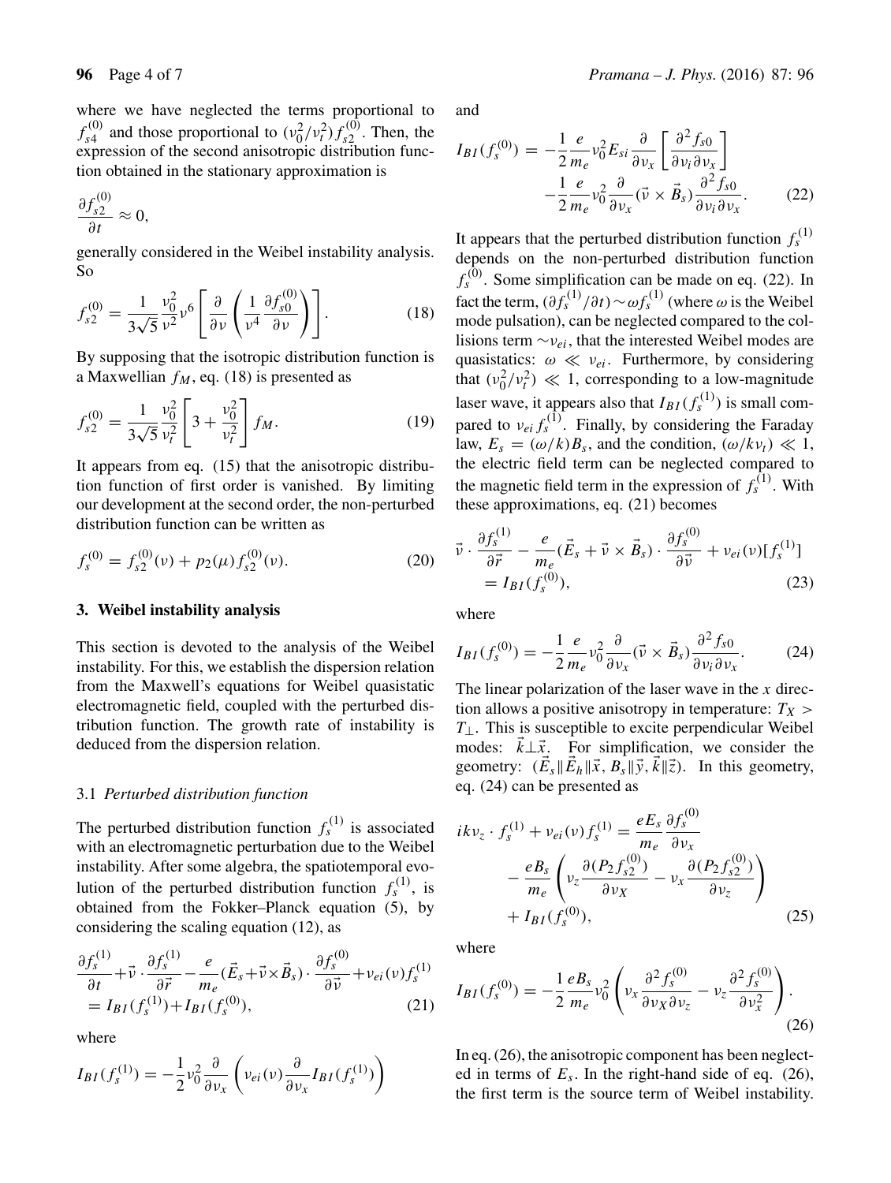where we have neglected the terms proportional to $f_{s4}^{(0)}$ and those proportional to $(v_0^2/v_t^2)f_{s2}^{(0)}$. Then, the expression of the second anisotropic distribution function obtained in the stationary approximation is

$$\frac{\partial f_{s2}^{(0)}}{\partial t} \approx 0,$$

generally considered in the Weibel instability analysis. So

$$f_{s2}^{(0)} = \frac{1}{3\sqrt{5}}\frac{v_0^2}{v^2}v^6\left[\frac{\partial}{\partial v}\left(\frac{1}{v^4}\frac{\partial f_{s0}^{(0)}}{\partial v}\right)\right]. \tag{18}$$

By supposing that the isotropic distribution function is a Maxwellian $f_M$, eq. (18) is presented as

$$f_{s2}^{(0)} = \frac{1}{3\sqrt{5}}\frac{v_0^2}{v_t^2}\left[3 + \frac{v_0^2}{v_t^2}\right]f_M. \tag{19}$$

It appears from eq. (15) that the anisotropic distribution function of first order is vanished. By limiting our development at the second order, the non-perturbed distribution function can be written as

$$f_s^{(0)} = f_{s2}^{(0)}(v) + p_2(\mu)f_{s2}^{(0)}(v). \tag{20}$$

## 3. Weibel instability analysis

This section is devoted to the analysis of the Weibel instability. For this, we establish the dispersion relation from the Maxwell's equations for Weibel quasistatic electromagnetic field, coupled with the perturbed distribution function. The growth rate of instability is deduced from the dispersion relation.

### 3.1 *Perturbed distribution function*

The perturbed distribution function $f_s^{(1)}$ is associated with an electromagnetic perturbation due to the Weibel instability. After some algebra, the spatiotemporal evolution of the perturbed distribution function $f_s^{(1)}$, is obtained from the Fokker–Planck equation (5), by considering the scaling equation (12), as

$$\frac{\partial f_s^{(1)}}{\partial t} + \vec{v}\cdot\frac{\partial f_s^{(1)}}{\partial \vec{r}} - \frac{e}{m_e}(\vec{E}_s + \vec{v}\times\vec{B}_s)\cdot\frac{\partial f_s^{(0)}}{\partial \vec{v}} + v_{ei}(v)f_s^{(1)} = I_{BI}(f_s^{(1)}) + I_{BI}(f_s^{(0)}), \tag{21}$$

where

$$I_{BI}(f_s^{(1)}) = -\frac{1}{2}v_0^2\frac{\partial}{\partial v_x}\left(v_{ei}(v)\frac{\partial}{\partial v_x}I_{BI}(f_s^{(1)})\right)$$

and

$$I_{BI}(f_s^{(0)}) = -\frac{1}{2}\frac{e}{m_e}v_0^2 E_{si}\frac{\partial}{\partial v_x}\left[\frac{\partial^2 f_{s0}}{\partial v_i \partial v_x}\right] - \frac{1}{2}\frac{e}{m_e}v_0^2\frac{\partial}{\partial v_x}(\vec{v}\times\vec{B}_s)\frac{\partial^2 f_{s0}}{\partial v_i \partial v_x}. \tag{22}$$

It appears that the perturbed distribution function $f_s^{(1)}$ depends on the non-perturbed distribution function $f_s^{(0)}$. Some simplification can be made on eq. (22). In fact the term, $(\partial f_s^{(1)}/\partial t) \sim \omega f_s^{(1)}$ (where $\omega$ is the Weibel mode pulsation), can be neglected compared to the collisions term $\sim v_{ei}$, that the interested Weibel modes are quasistatics: $\omega \ll v_{ei}$. Furthermore, by considering that $(v_0^2/v_t^2) \ll 1$, corresponding to a low-magnitude laser wave, it appears also that $I_{BI}(f_s^{(1)})$ is small compared to $v_{ei}f_s^{(1)}$. Finally, by considering the Faraday law, $E_s = (\omega/k)B_s$, and the condition, $(\omega/kv_t) \ll 1$, the electric field term can be neglected compared to the magnetic field term in the expression of $f_s^{(1)}$. With these approximations, eq. (21) becomes

$$\vec{v}\cdot\frac{\partial f_s^{(1)}}{\partial \vec{r}} - \frac{e}{m_e}(\vec{E}_s + \vec{v}\times\vec{B}_s)\cdot\frac{\partial f_s^{(0)}}{\partial \vec{v}} + v_{ei}(v)[f_s^{(1)}] = I_{BI}(f_s^{(0)}), \tag{23}$$

where

$$I_{BI}(f_s^{(0)}) = -\frac{1}{2}\frac{e}{m_e}v_0^2\frac{\partial}{\partial v_x}(\vec{v}\times\vec{B}_s)\frac{\partial^2 f_{s0}}{\partial v_i \partial v_x}. \tag{24}$$

The linear polarization of the laser wave in the $x$ direction allows a positive anisotropy in temperature: $T_X > T_\perp$. This is susceptible to excite perpendicular Weibel modes: $\vec{k}\perp\vec{x}$. For simplification, we consider the geometry: $(\vec{E}_s \| \vec{E}_h \| \vec{x}, B_s \| \vec{y}, \vec{k} \| \vec{z})$. In this geometry, eq. (24) can be presented as

$$ikv_z \cdot f_s^{(1)} + v_{ei}(v)f_s^{(1)} = \frac{eE_s}{m_e}\frac{\partial f_s^{(0)}}{\partial v_x} - \frac{eB_s}{m_e}\left(v_z\frac{\partial(P_2 f_{s2}^{(0)})}{\partial v_X} - v_x\frac{\partial(P_2 f_{s2}^{(0)})}{\partial v_z}\right) + I_{BI}(f_s^{(0)}), \tag{25}$$

where

$$I_{BI}(f_s^{(0)}) = -\frac{1}{2}\frac{eB_s}{m_e}v_0^2\left(v_x\frac{\partial^2 f_s^{(0)}}{\partial v_X \partial v_z} - v_z\frac{\partial^2 f_s^{(0)}}{\partial v_x^2}\right). \tag{26}$$

In eq. (26), the anisotropic component has been neglected in terms of $E_s$. In the right-hand side of eq. (26), the first term is the source term of Weibel instability.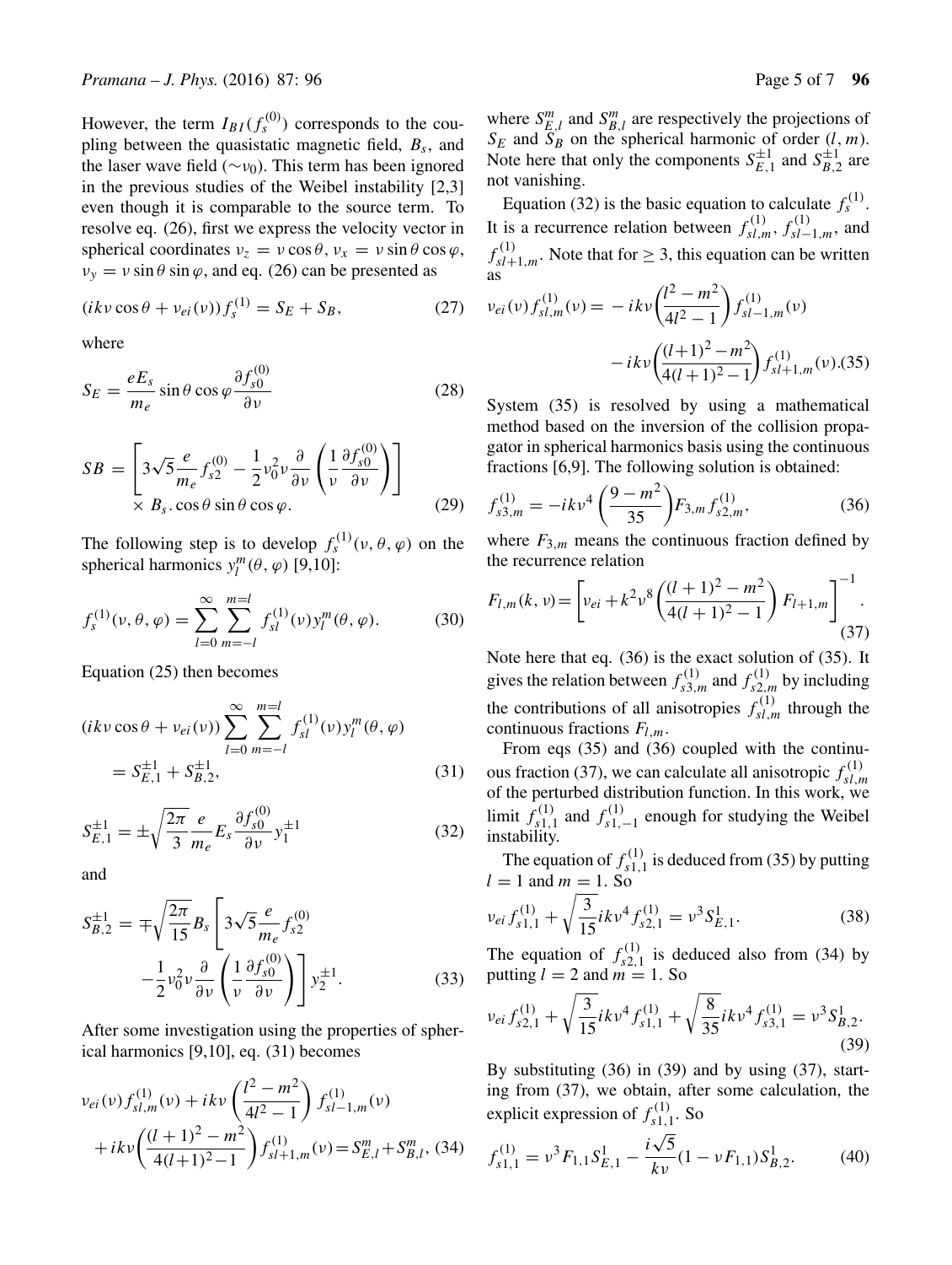However, the term $I_{BI}(f_s^{(0)})$ corresponds to the coupling between the quasistatic magnetic field, $B_s$, and the laser wave field ($\sim v_0$). This term has been ignored in the previous studies of the Weibel instability [2,3] even though it is comparable to the source term. To resolve eq. (26), first we express the velocity vector in spherical coordinates $v_z = v\cos\theta$, $v_x = v\sin\theta\cos\varphi$, $v_y = v\sin\theta\sin\varphi$, and eq. (26) can be presented as

$$(ikv\cos\theta + \nu_{ei}(v))f_s^{(1)} = S_E + S_B, \tag{27}$$

where

$$S_E = \frac{eE_s}{m_e}\sin\theta\cos\varphi\frac{\partial f_{s0}^{(0)}}{\partial v} \tag{28}$$

$$SB = \left[3\sqrt{5}\frac{e}{m_e}f_{s2}^{(0)} - \frac{1}{2}v_0^2 v\frac{\partial}{\partial v}\left(\frac{1}{v}\frac{\partial f_{s0}^{(0)}}{\partial v}\right)\right] \times B_s.\cos\theta\sin\theta\cos\varphi. \tag{29}$$

The following step is to develop $f_s^{(1)}(v,\theta,\varphi)$ on the spherical harmonics $y_l^m(\theta,\varphi)$ [9,10]:

$$f_s^{(1)}(v,\theta,\varphi) = \sum_{l=0}^{\infty}\sum_{m=-l}^{m=l} f_{sl}^{(1)}(v)y_l^m(\theta,\varphi). \tag{30}$$

Equation (25) then becomes

$$(ikv\cos\theta + \nu_{ei}(v))\sum_{l=0}^{\infty}\sum_{m=-l}^{m=l} f_{sl}^{(1)}(v)y_l^m(\theta,\varphi) = S_{E,1}^{\pm 1} + S_{B,2}^{\pm 1}, \tag{31}$$

$$S_{E,1}^{\pm 1} = \pm\sqrt{\frac{2\pi}{3}}\frac{e}{m_e}E_s\frac{\partial f_{s0}^{(0)}}{\partial v}y_1^{\pm 1} \tag{32}$$

and

$$S_{B,2}^{\pm 1} = \mp\sqrt{\frac{2\pi}{15}}B_s\left[3\sqrt{5}\frac{e}{m_e}f_{s2}^{(0)} - \frac{1}{2}v_0^2 v\frac{\partial}{\partial v}\left(\frac{1}{v}\frac{\partial f_{s0}^{(0)}}{\partial v}\right)\right]y_2^{\pm 1}. \tag{33}$$

After some investigation using the properties of spherical harmonics [9,10], eq. (31) becomes

$$\nu_{ei}(v)f_{sl,m}^{(1)}(v) + ikv\left(\frac{l^2-m^2}{4l^2-1}\right)f_{sl-1,m}^{(1)}(v) + ikv\left(\frac{(l+1)^2-m^2}{4(l+1)^2-1}\right)f_{sl+1,m}^{(1)}(v) = S_{E,l}^m + S_{B,l}^m, \tag{34}$$

where $S_{E,l}^m$ and $S_{B,l}^m$ are respectively the projections of $S_E$ and $S_B$ on the spherical harmonic of order $(l,m)$. Note here that only the components $S_{E,1}^{\pm 1}$ and $S_{B,2}^{\pm 1}$ are not vanishing.

Equation (32) is the basic equation to calculate $f_s^{(1)}$. It is a recurrence relation between $f_{sl,m}^{(1)}$, $f_{sl-1,m}^{(1)}$, and $f_{sl+1,m}^{(1)}$. Note that for $\geq 3$, this equation can be written as

$$\nu_{ei}(v)f_{sl,m}^{(1)}(v) = -ikv\left(\frac{l^2-m^2}{4l^2-1}\right)f_{sl-1,m}^{(1)}(v) - ikv\left(\frac{(l+1)^2-m^2}{4(l+1)^2-1}\right)f_{sl+1,m}^{(1)}(v). \tag{35}$$

System (35) is resolved by using a mathematical method based on the inversion of the collision propagator in spherical harmonics basis using the continuous fractions [6,9]. The following solution is obtained:

$$f_{s3,m}^{(1)} = -ikv^4\left(\frac{9-m^2}{35}\right)F_{3,m}f_{s2,m}^{(1)}, \tag{36}$$

where $F_{3,m}$ means the continuous fraction defined by the recurrence relation

$$F_{l,m}(k,v) = \left[\nu_{ei} + k^2v^8\left(\frac{(l+1)^2-m^2}{4(l+1)^2-1}\right)F_{l+1,m}\right]^{-1}. \tag{37}$$

Note here that eq. (36) is the exact solution of (35). It gives the relation between $f_{s3,m}^{(1)}$ and $f_{s2,m}^{(1)}$ by including the contributions of all anisotropies $f_{sl,m}^{(1)}$ through the continuous fractions $F_{l,m}$.

From eqs (35) and (36) coupled with the continuous fraction (37), we can calculate all anisotropic $f_{sl,m}^{(1)}$ of the perturbed distribution function. In this work, we limit $f_{s1,1}^{(1)}$ and $f_{s1,-1}^{(1)}$ enough for studying the Weibel instability.

The equation of $f_{s1,1}^{(1)}$ is deduced from (35) by putting $l = 1$ and $m = 1$. So

$$\nu_{ei}f_{s1,1}^{(1)} + \sqrt{\frac{3}{15}}ikv^4 f_{s2,1}^{(1)} = v^3 S_{E,1}^1. \tag{38}$$

The equation of $f_{s2,1}^{(1)}$ is deduced also from (34) by putting $l = 2$ and $m = 1$. So

$$\nu_{ei}f_{s2,1}^{(1)} + \sqrt{\frac{3}{15}}ikv^4 f_{s1,1}^{(1)} + \sqrt{\frac{8}{35}}ikv^4 f_{s3,1}^{(1)} = v^3 S_{B,2}^1. \tag{39}$$

By substituting (36) in (39) and by using (37), starting from (37), we obtain, after some calculation, the explicit expression of $f_{s1,1}^{(1)}$. So

$$f_{s1,1}^{(1)} = v^3F_{1,1}S_{E,1}^1 - \frac{i\sqrt{5}}{kv}(1 - vF_{1,1})S_{B,2}^1. \tag{40}$$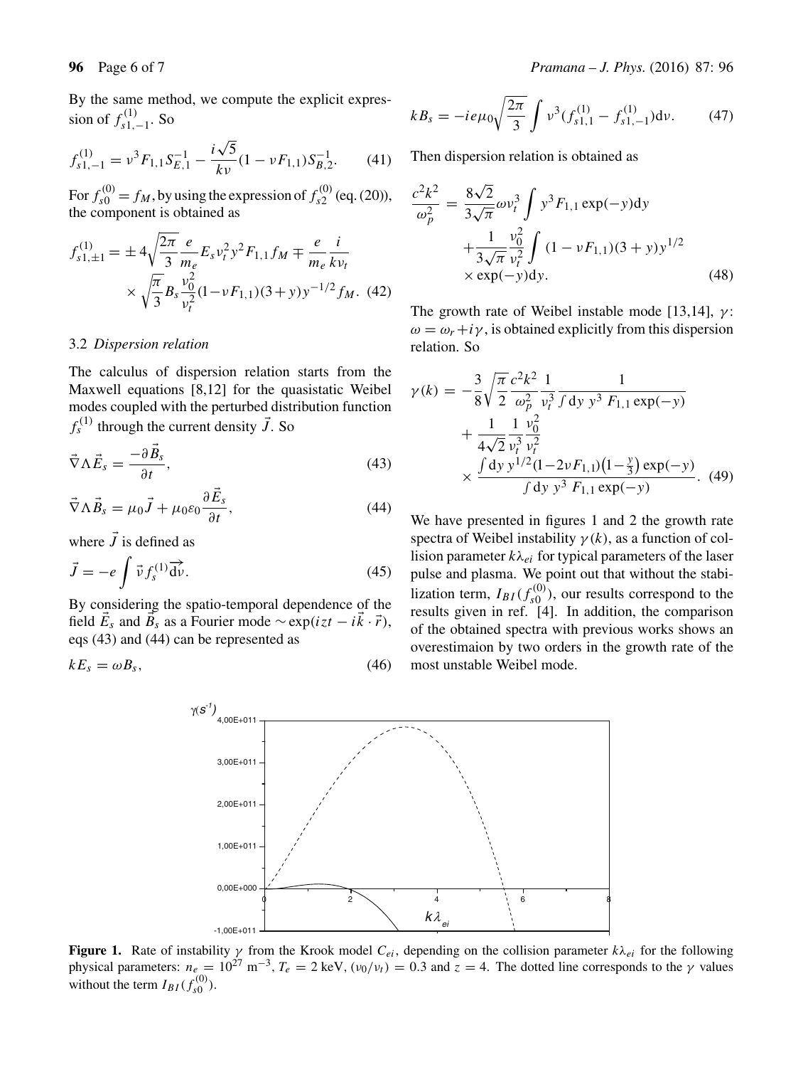By the same method, we compute the explicit expression of $f^{(1)}_{s1,-1}$. So

$$f^{(1)}_{s1,-1} = v^3 F_{1,1} S^{-1}_{E,1} - \frac{i\sqrt{5}}{kv}(1 - vF_{1,1}) S^{-1}_{B,2}. \quad (41)$$

For $f^{(0)}_{s0} = f_M$, by using the expression of $f^{(0)}_{s2}$ (eq. (20)), the component is obtained as

$$f^{(1)}_{s1,\pm 1} = \pm 4\sqrt{\frac{2\pi}{3}} \frac{e}{m_e} E_s v_t^2 y^2 F_{1,1} f_M \mp \frac{e}{m_e} \frac{i}{kv_t} \times \sqrt{\frac{\pi}{3}} B_s \frac{v_0^2}{v_t^2}(1 - vF_{1,1})(3 + y) y^{-1/2} f_M. \quad (42)$$

### 3.2 *Dispersion relation*

The calculus of dispersion relation starts from the Maxwell equations [8,12] for the quasistatic Weibel modes coupled with the perturbed distribution function $f^{(1)}_s$ through the current density $\vec{J}$. So

$$\vec{\nabla} \Lambda \vec{E}_s = \frac{-\partial \vec{B}_s}{\partial t}, \quad (43)$$

$$\vec{\nabla} \Lambda \vec{B}_s = \mu_0 \vec{J} + \mu_0 \varepsilon_0 \frac{\partial \vec{E}_s}{\partial t}, \quad (44)$$

where $\vec{J}$ is defined as

$$\vec{J} = -e \int \vec{v} f^{(1)}_s \overrightarrow{\mathrm{d}v}. \quad (45)$$

By considering the spatio-temporal dependence of the field $\vec{E}_s$ and $\vec{B}_s$ as a Fourier mode $\sim \exp(izt - i\vec{k} \cdot \vec{r})$, eqs (43) and (44) can be represented as

$$kE_s = \omega B_s, \quad (46)$$

$$kB_s = -ie\mu_0 \sqrt{\frac{2\pi}{3}} \int v^3 (f^{(1)}_{s1,1} - f^{(1)}_{s1,-1}) \mathrm{d}v. \quad (47)$$

Then dispersion relation is obtained as

$$\frac{c^2 k^2}{\omega_p^2} = \frac{8\sqrt{2}}{3\sqrt{\pi}} \omega v_t^3 \int y^3 F_{1,1} \exp(-y) \mathrm{d}y + \frac{1}{3\sqrt{\pi}} \frac{v_0^2}{v_t^2} \int (1 - vF_{1,1})(3 + y) y^{1/2} \times \exp(-y) \mathrm{d}y. \quad (48)$$

The growth rate of Weibel instable mode [13,14], $\gamma$: $\omega = \omega_r + i\gamma$, is obtained explicitly from this dispersion relation. So

$$\gamma(k) = -\frac{3}{8}\sqrt{\frac{\pi}{2}} \frac{c^2 k^2}{\omega_p^2} \frac{1}{v_t^3} \frac{1}{\int \mathrm{d}y\, y^3\, F_{1,1} \exp(-y)} + \frac{1}{4\sqrt{2}} \frac{1}{v_t^3} \frac{v_0^2}{v_t^2} \times \frac{\int \mathrm{d}y\, y^{1/2}(1 - 2vF_{1,1})\left(1 - \frac{y}{3}\right) \exp(-y)}{\int \mathrm{d}y\, y^3\, F_{1,1} \exp(-y)}. \quad (49)$$

We have presented in figures 1 and 2 the growth rate spectra of Weibel instability $\gamma(k)$, as a function of collision parameter $k\lambda_{ei}$ for typical parameters of the laser pulse and plasma. We point out that without the stabilization term, $I_{BI}(f^{(0)}_{s0})$, our results correspond to the results given in ref. [4]. In addition, the comparison of the obtained spectra with previous works shows an overestimaion by two orders in the growth rate of the most unstable Weibel mode.

**Figure 1.** Rate of instability $\gamma$ from the Krook model $C_{ei}$, depending on the collision parameter $k\lambda_{ei}$ for the following physical parameters: $n_e = 10^{27}\ \mathrm{m}^{-3}$, $T_e = 2$ keV, $(v_0/v_t) = 0.3$ and $z = 4$. The dotted line corresponds to the $\gamma$ values without the term $I_{BI}(f^{(0)}_{s0})$.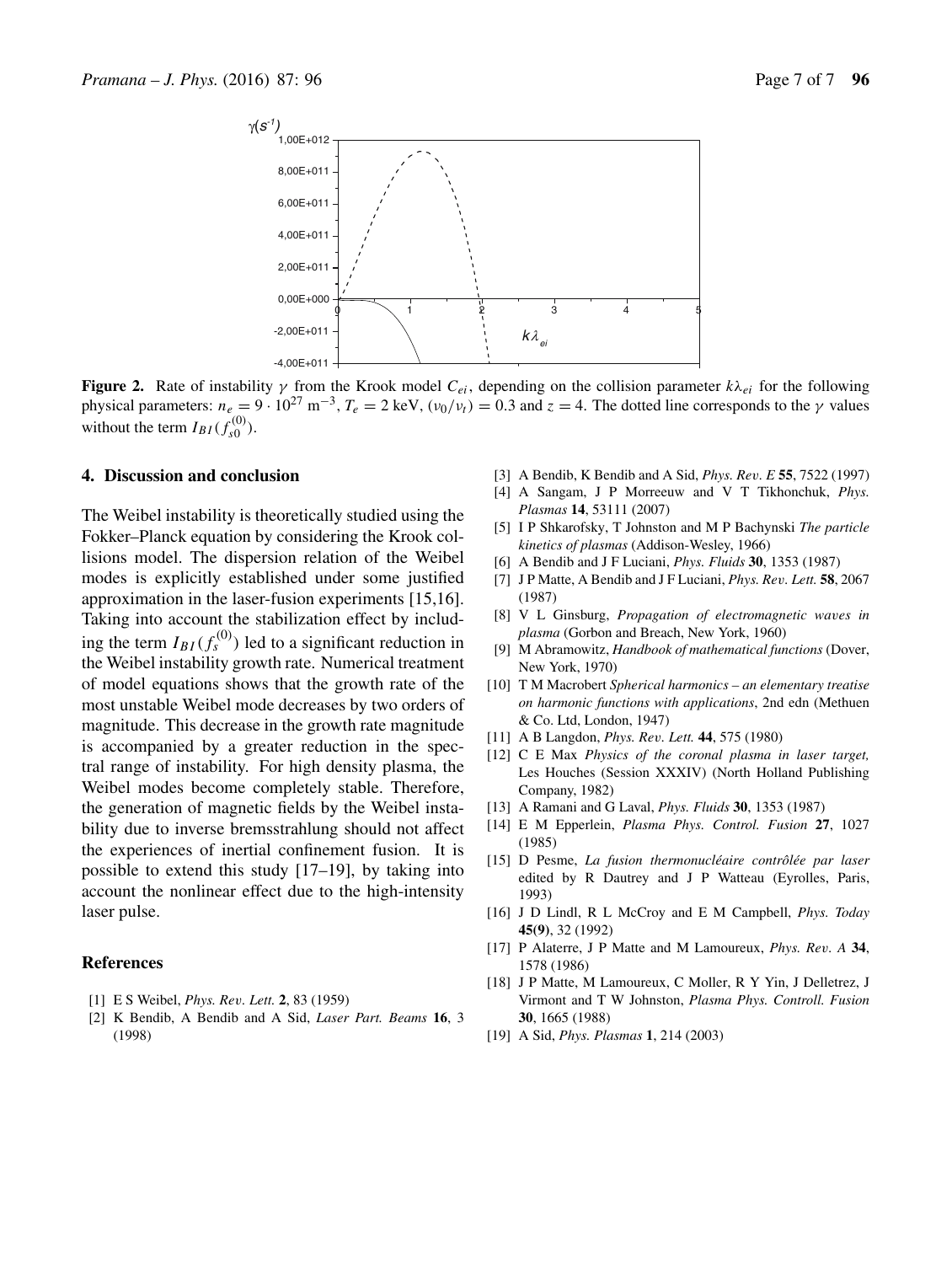γ(s⁻¹)

1,00E+012

8,00E+011

6,00E+011

4,00E+011

2,00E+011

0,00E+000

-2,00E+011

-4,00E+011

0 1 2 3 4 5

$k\lambda_{ei}$

**Figure 2.** Rate of instability $\gamma$ from the Krook model $C_{ei}$, depending on the collision parameter $k\lambda_{ei}$ for the following physical parameters: $n_e = 9 \cdot 10^{27}$ m$^{-3}$, $T_e = 2$ keV, $(v_0/v_t) = 0.3$ and $z = 4$. The dotted line corresponds to the $\gamma$ values without the term $I_{BI}(f_{s0}^{(0)})$.

## 4. Discussion and conclusion

The Weibel instability is theoretically studied using the Fokker–Planck equation by considering the Krook collisions model. The dispersion relation of the Weibel modes is explicitly established under some justified approximation in the laser-fusion experiments [15,16]. Taking into account the stabilization effect by including the term $I_{BI}(f_s^{(0)})$ led to a significant reduction in the Weibel instability growth rate. Numerical treatment of model equations shows that the growth rate of the most unstable Weibel mode decreases by two orders of magnitude. This decrease in the growth rate magnitude is accompanied by a greater reduction in the spectral range of instability. For high density plasma, the Weibel modes become completely stable. Therefore, the generation of magnetic fields by the Weibel instability due to inverse bremsstrahlung should not affect the experiences of inertial confinement fusion. It is possible to extend this study [17–19], by taking into account the nonlinear effect due to the high-intensity laser pulse.

## References

[1] E S Weibel, *Phys. Rev. Lett.* **2**, 83 (1959)
[2] K Bendib, A Bendib and A Sid, *Laser Part. Beams* **16**, 3 (1998)
[3] A Bendib, K Bendib and A Sid, *Phys. Rev. E* **55**, 7522 (1997)
[4] A Sangam, J P Morreeuw and V T Tikhonchuk, *Phys. Plasmas* **14**, 53111 (2007)
[5] I P Shkarofsky, T Johnston and M P Bachynski *The particle kinetics of plasmas* (Addison-Wesley, 1966)
[6] A Bendib and J F Luciani, *Phys. Fluids* **30**, 1353 (1987)
[7] J P Matte, A Bendib and J F Luciani, *Phys. Rev. Lett.* **58**, 2067 (1987)
[8] V L Ginsburg, *Propagation of electromagnetic waves in plasma* (Gorbon and Breach, New York, 1960)
[9] M Abramowitz, *Handbook of mathematical functions* (Dover, New York, 1970)
[10] T M Macrobert *Spherical harmonics – an elementary treatise on harmonic functions with applications*, 2nd edn (Methuen & Co. Ltd, London, 1947)
[11] A B Langdon, *Phys. Rev. Lett.* **44**, 575 (1980)
[12] C E Max *Physics of the coronal plasma in laser target,* Les Houches (Session XXXIV) (North Holland Publishing Company, 1982)
[13] A Ramani and G Laval, *Phys. Fluids* **30**, 1353 (1987)
[14] E M Epperlein, *Plasma Phys. Control. Fusion* **27**, 1027 (1985)
[15] D Pesme, *La fusion thermonucléaire contrôlée par laser* edited by R Dautrey and J P Watteau (Eyrolles, Paris, 1993)
[16] J D Lindl, R L McCroy and E M Campbell, *Phys. Today* **45(9)**, 32 (1992)
[17] P Alaterre, J P Matte and M Lamoureux, *Phys. Rev. A* **34**, 1578 (1986)
[18] J P Matte, M Lamoureux, C Moller, R Y Yin, J Delletrez, J Virmont and T W Johnston, *Plasma Phys. Controll. Fusion* **30**, 1665 (1988)
[19] A Sid, *Phys. Plasmas* **1**, 214 (2003)